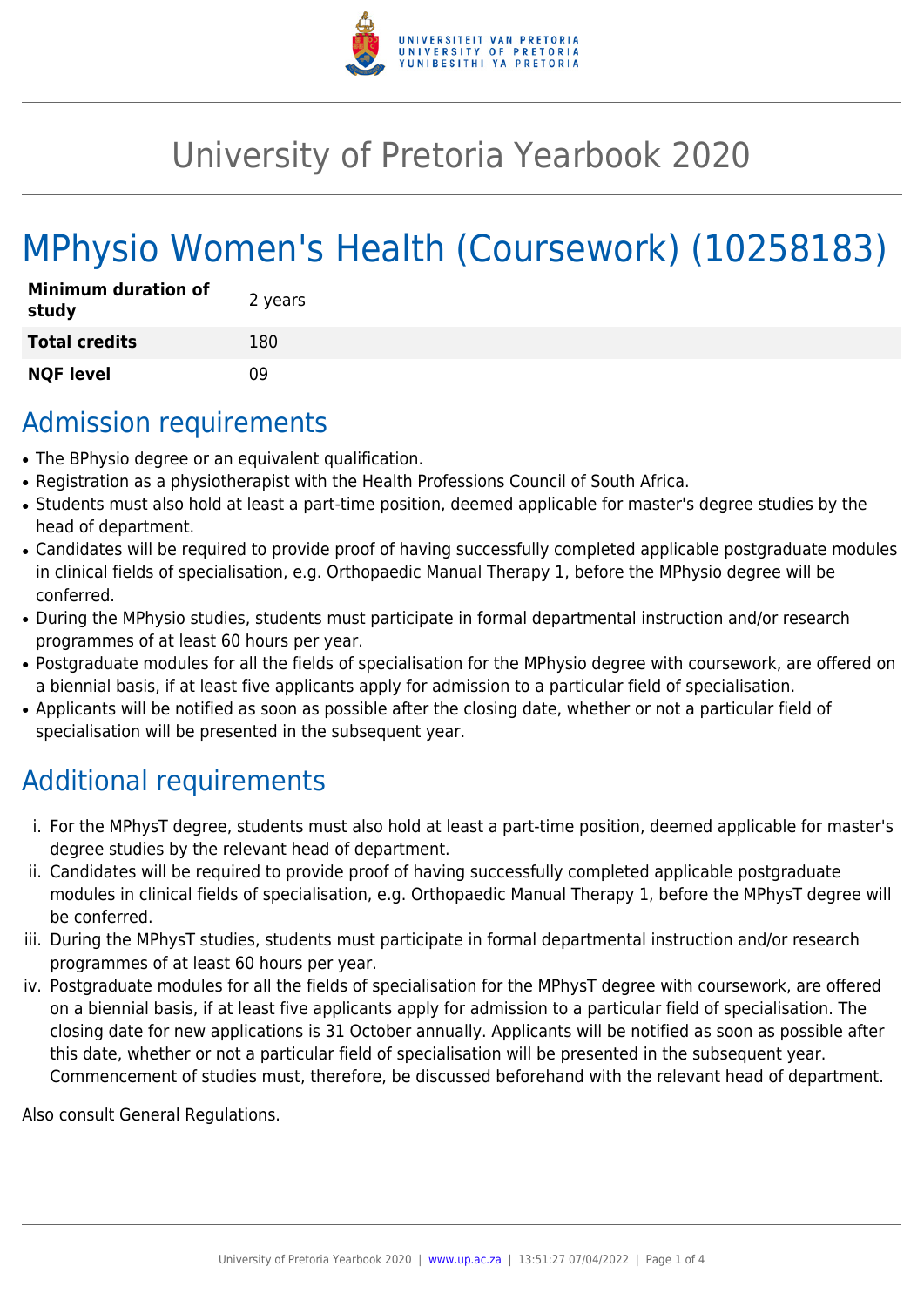# University of Pretoria Yearbook 2020

# MPhysio Women's Health (Coursework) (10258183)

| **Minimum duration of study** | 2 years |
| --- | --- |
| **Total credits** | 180 |
| **NQF level** | 09 |

## Admission requirements

- The BPhysio degree or an equivalent qualification.
- Registration as a physiotherapist with the Health Professions Council of South Africa.
- Students must also hold at least a part-time position, deemed applicable for master's degree studies by the head of department.
- Candidates will be required to provide proof of having successfully completed applicable postgraduate modules in clinical fields of specialisation, e.g. Orthopaedic Manual Therapy 1, before the MPhysio degree will be conferred.
- During the MPhysio studies, students must participate in formal departmental instruction and/or research programmes of at least 60 hours per year.
- Postgraduate modules for all the fields of specialisation for the MPhysio degree with coursework, are offered on a biennial basis, if at least five applicants apply for admission to a particular field of specialisation.
- Applicants will be notified as soon as possible after the closing date, whether or not a particular field of specialisation will be presented in the subsequent year.

## Additional requirements

i. For the MPhysT degree, students must also hold at least a part-time position, deemed applicable for master's degree studies by the relevant head of department.
ii. Candidates will be required to provide proof of having successfully completed applicable postgraduate modules in clinical fields of specialisation, e.g. Orthopaedic Manual Therapy 1, before the MPhysT degree will be conferred.
iii. During the MPhysT studies, students must participate in formal departmental instruction and/or research programmes of at least 60 hours per year.
iv. Postgraduate modules for all the fields of specialisation for the MPhysT degree with coursework, are offered on a biennial basis, if at least five applicants apply for admission to a particular field of specialisation. The closing date for new applications is 31 October annually. Applicants will be notified as soon as possible after this date, whether or not a particular field of specialisation will be presented in the subsequent year. Commencement of studies must, therefore, be discussed beforehand with the relevant head of department.

Also consult General Regulations.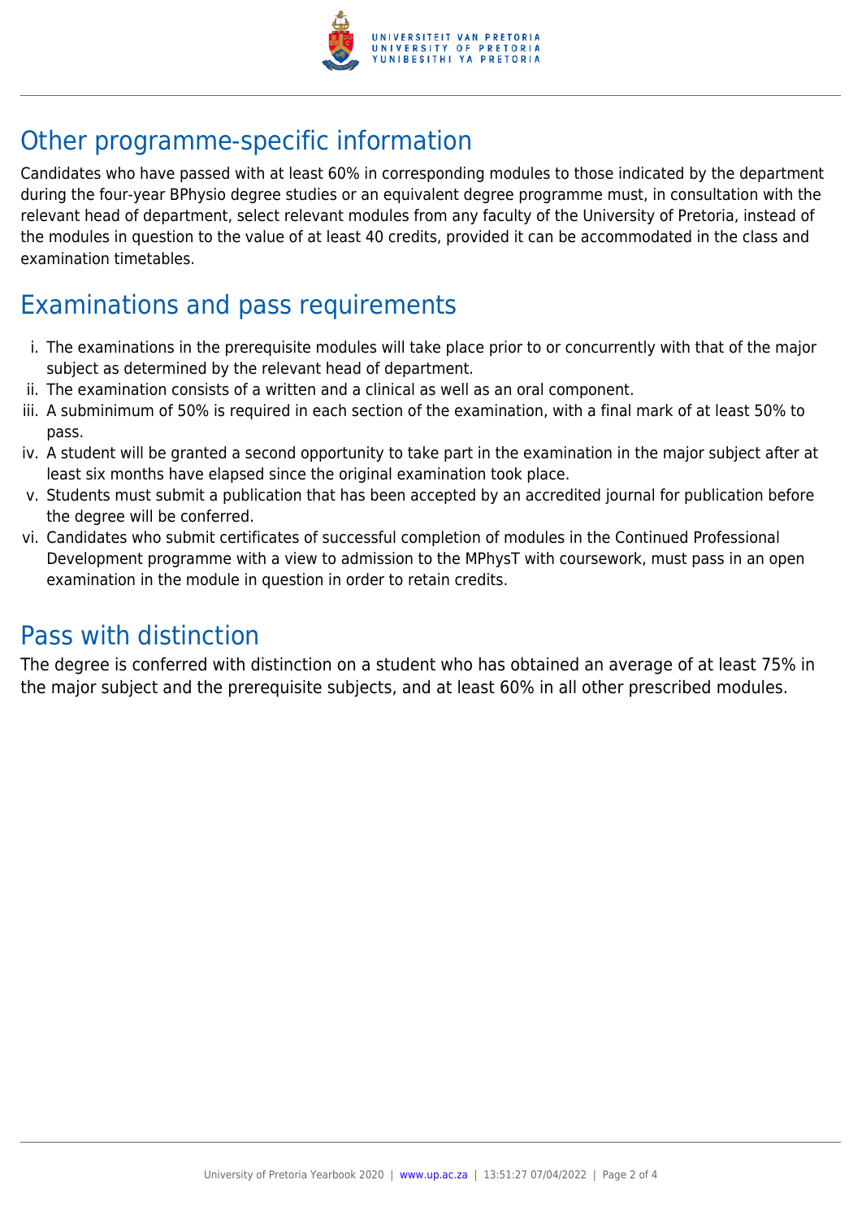## Other programme-specific information

Candidates who have passed with at least 60% in corresponding modules to those indicated by the department during the four-year BPhysio degree studies or an equivalent degree programme must, in consultation with the relevant head of department, select relevant modules from any faculty of the University of Pretoria, instead of the modules in question to the value of at least 40 credits, provided it can be accommodated in the class and examination timetables.

## Examinations and pass requirements

i. The examinations in the prerequisite modules will take place prior to or concurrently with that of the major subject as determined by the relevant head of department.
ii. The examination consists of a written and a clinical as well as an oral component.
iii. A subminimum of 50% is required in each section of the examination, with a final mark of at least 50% to pass.
iv. A student will be granted a second opportunity to take part in the examination in the major subject after at least six months have elapsed since the original examination took place.
v. Students must submit a publication that has been accepted by an accredited journal for publication before the degree will be conferred.
vi. Candidates who submit certificates of successful completion of modules in the Continued Professional Development programme with a view to admission to the MPhysT with coursework, must pass in an open examination in the module in question in order to retain credits.

## Pass with distinction

The degree is conferred with distinction on a student who has obtained an average of at least 75% in the major subject and the prerequisite subjects, and at least 60% in all other prescribed modules.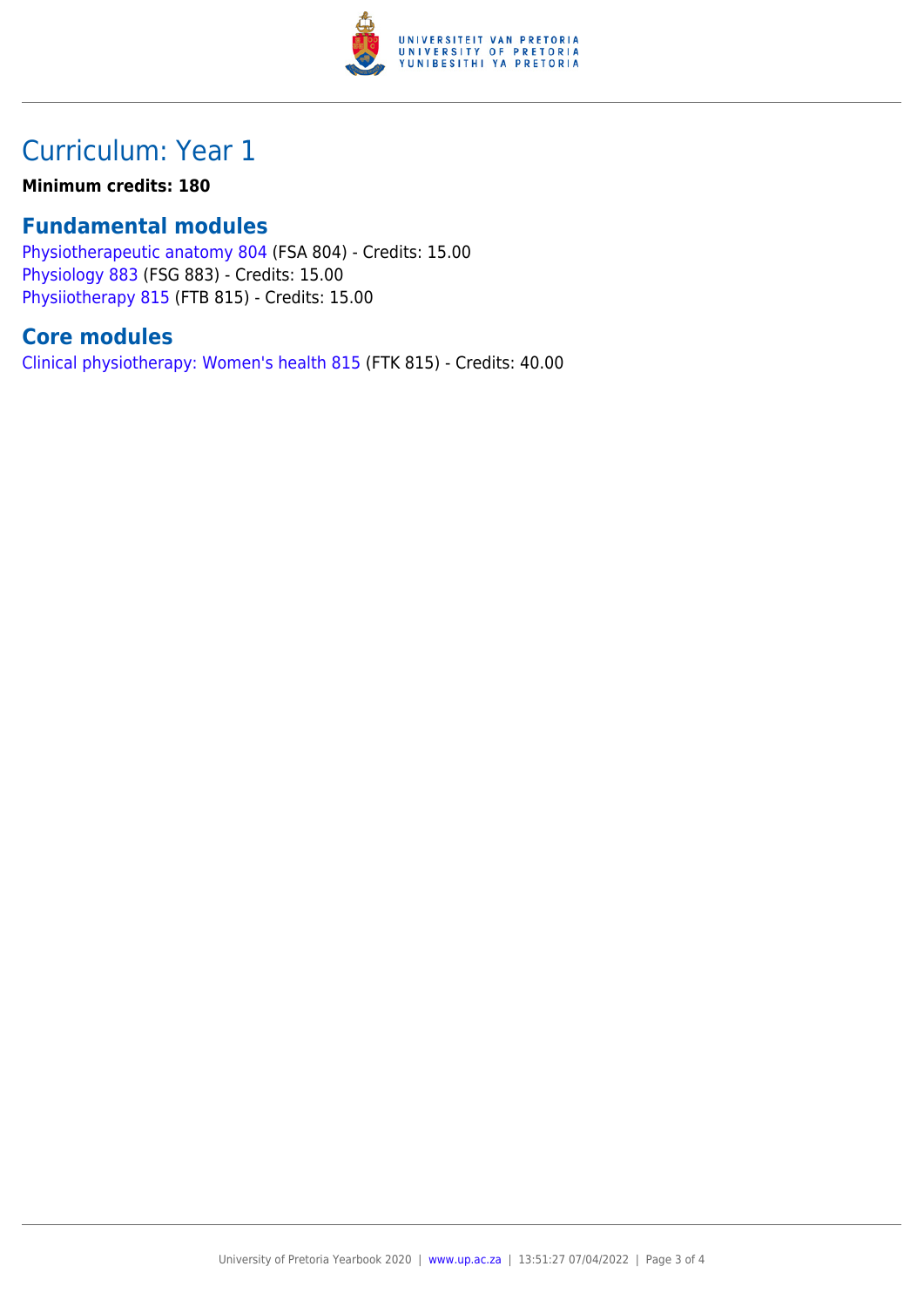# Curriculum: Year 1

**Minimum credits: 180**

## Fundamental modules

Physiotherapeutic anatomy 804 (FSA 804) - Credits: 15.00
Physiology 883 (FSG 883) - Credits: 15.00
Physiiotherapy 815 (FTB 815) - Credits: 15.00

## Core modules

Clinical physiotherapy: Women's health 815 (FTK 815) - Credits: 40.00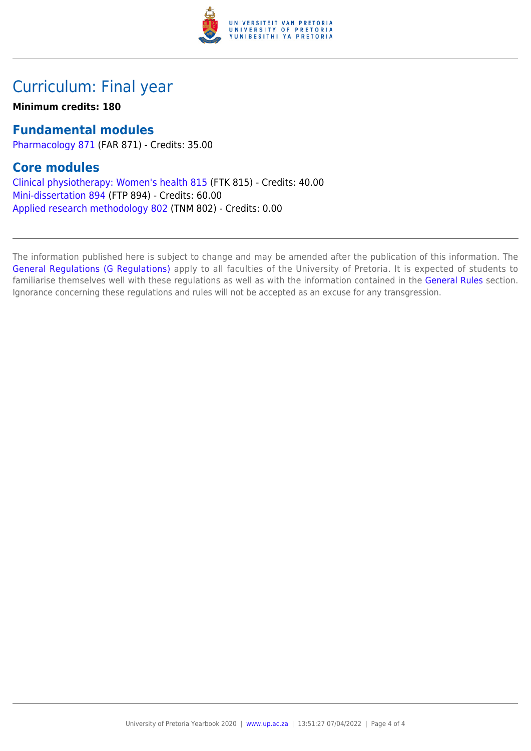# Curriculum: Final year

**Minimum credits: 180**

## Fundamental modules

Pharmacology 871 (FAR 871) - Credits: 35.00

## Core modules

Clinical physiotherapy: Women's health 815 (FTK 815) - Credits: 40.00
Mini-dissertation 894 (FTP 894) - Credits: 60.00
Applied research methodology 802 (TNM 802) - Credits: 0.00

The information published here is subject to change and may be amended after the publication of this information. The General Regulations (G Regulations) apply to all faculties of the University of Pretoria. It is expected of students to familiarise themselves well with these regulations as well as with the information contained in the General Rules section. Ignorance concerning these regulations and rules will not be accepted as an excuse for any transgression.